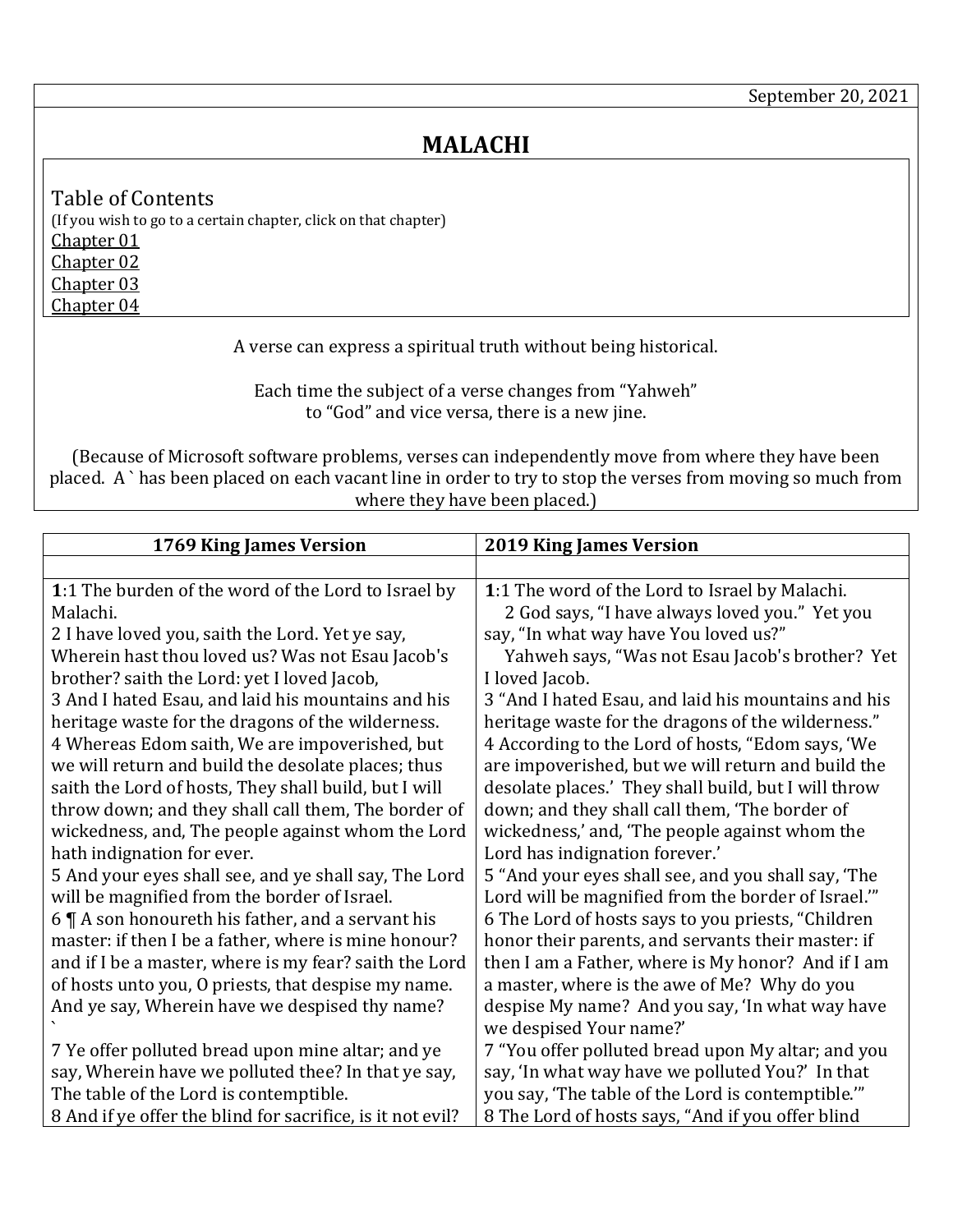September 20, 2021

# MALACHI

Table of Contents
(If you wish to go to a certain chapter, click on that chapter)
Chapter 01
Chapter 02
Chapter 03
Chapter 04

A verse can express a spiritual truth without being historical.

Each time the subject of a verse changes from "Yahweh" to "God" and vice versa, there is a new jine.

(Because of Microsoft software problems, verses can independently move from where they have been placed. A ` has been placed on each vacant line in order to try to stop the verses from moving so much from where they have been placed.)

| 1769 King James Version | 2019 King James Version |
|---|---|
| | |
| **1**:1 The burden of the word of the Lord to Israel by Malachi.<br>2 I have loved you, saith the Lord. Yet ye say, Wherein hast thou loved us? Was not Esau Jacob's brother? saith the Lord: yet I loved Jacob,<br>3 And I hated Esau, and laid his mountains and his heritage waste for the dragons of the wilderness.<br>4 Whereas Edom saith, We are impoverished, but we will return and build the desolate places; thus saith the Lord of hosts, They shall build, but I will throw down; and they shall call them, The border of wickedness, and, The people against whom the Lord hath indignation for ever.<br>5 And your eyes shall see, and ye shall say, The Lord will be magnified from the border of Israel.<br>6 ¶ A son honoureth his father, and a servant his master: if then I be a father, where is mine honour? and if I be a master, where is my fear? saith the Lord of hosts unto you, O priests, that despise my name. And ye say, Wherein have we despised thy name?<br>`<br>7 Ye offer polluted bread upon mine altar; and ye say, Wherein have we polluted thee? In that ye say, The table of the Lord is contemptible.<br>8 And if ye offer the blind for sacrifice, is it not evil? | **1**:1 The word of the Lord to Israel by Malachi.<br>2 God says, "I have always loved you." Yet you say, "In what way have You loved us?"<br>Yahweh says, "Was not Esau Jacob's brother? Yet I loved Jacob.<br>3 "And I hated Esau, and laid his mountains and his heritage waste for the dragons of the wilderness."<br>4 According to the Lord of hosts, "Edom says, 'We are impoverished, but we will return and build the desolate places.' They shall build, but I will throw down; and they shall call them, 'The border of wickedness,' and, 'The people against whom the Lord has indignation forever.'<br>5 "And your eyes shall see, and you shall say, 'The Lord will be magnified from the border of Israel.'"<br>6 The Lord of hosts says to you priests, "Children honor their parents, and servants their master: if then I am a Father, where is My honor? And if I am a master, where is the awe of Me? Why do you despise My name? And you say, 'In what way have we despised Your name?'<br>7 "You offer polluted bread upon My altar; and you say, 'In what way have we polluted You?' In that you say, 'The table of the Lord is contemptible.'"<br>8 The Lord of hosts says, "And if you offer blind |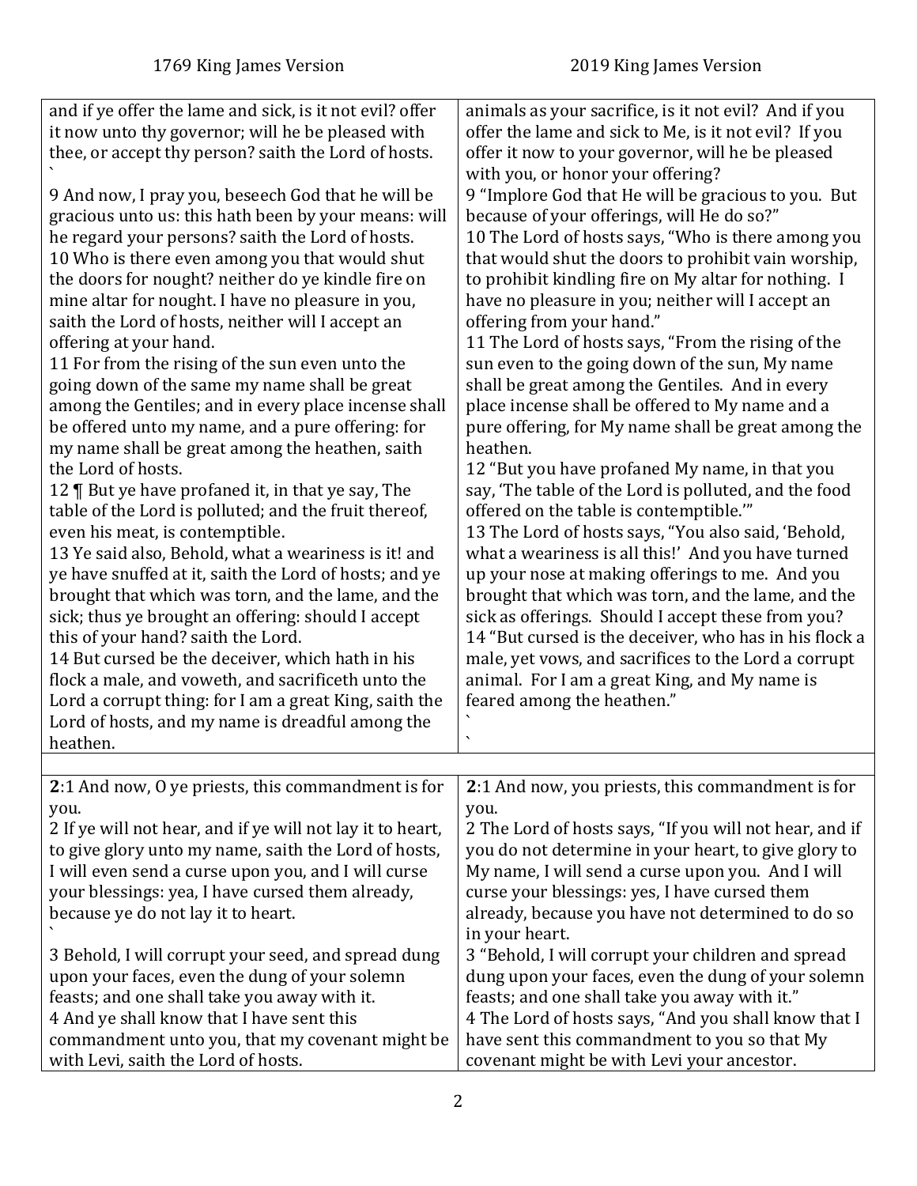| 1769 King James Version | 2019 King James Version |
|---|---|
| and if ye offer the lame and sick, is it not evil? offer it now unto thy governor; will he be pleased with thee, or accept thy person? saith the Lord of hosts. ` | animals as your sacrifice, is it not evil? And if you offer the lame and sick to Me, is it not evil? If you offer it now to your governor, will he be pleased with you, or honor your offering? |
| 9 And now, I pray you, beseech God that he will be gracious unto us: this hath been by your means: will he regard your persons? saith the Lord of hosts. | 9 "Implore God that He will be gracious to you. But because of your offerings, will He do so?" |
| 10 Who is there even among you that would shut the doors for nought? neither do ye kindle fire on mine altar for nought. I have no pleasure in you, saith the Lord of hosts, neither will I accept an offering at your hand. | 10 The Lord of hosts says, "Who is there among you that would shut the doors to prohibit vain worship, to prohibit kindling fire on My altar for nothing. I have no pleasure in you; neither will I accept an offering from your hand." |
| 11 For from the rising of the sun even unto the going down of the same my name shall be great among the Gentiles; and in every place incense shall be offered unto my name, and a pure offering: for my name shall be great among the heathen, saith the Lord of hosts. | 11 The Lord of hosts says, "From the rising of the sun even to the going down of the sun, My name shall be great among the Gentiles. And in every place incense shall be offered to My name and a pure offering, for My name shall be great among the heathen. |
| 12 ¶ But ye have profaned it, in that ye say, The table of the Lord is polluted; and the fruit thereof, even his meat, is contemptible. | 12 "But you have profaned My name, in that you say, 'The table of the Lord is polluted, and the food offered on the table is contemptible.'" |
| 13 Ye said also, Behold, what a weariness is it! and ye have snuffed at it, saith the Lord of hosts; and ye brought that which was torn, and the lame, and the sick; thus ye brought an offering: should I accept this of your hand? saith the Lord. | 13 The Lord of hosts says, "You also said, 'Behold, what a weariness is all this!' And you have turned up your nose at making offerings to me. And you brought that which was torn, and the lame, and the sick as offerings. Should I accept these from you? |
| 14 But cursed be the deceiver, which hath in his flock a male, and voweth, and sacrificeth unto the Lord a corrupt thing: for I am a great King, saith the Lord of hosts, and my name is dreadful among the heathen. | 14 "But cursed is the deceiver, who has in his flock a male, yet vows, and sacrifices to the Lord a corrupt animal. For I am a great King, and My name is feared among the heathen." ` ` |
| | |
| **2**:1 And now, O ye priests, this commandment is for you. | **2**:1 And now, you priests, this commandment is for you. |
| 2 If ye will not hear, and if ye will not lay it to heart, to give glory unto my name, saith the Lord of hosts, I will even send a curse upon you, and I will curse your blessings: yea, I have cursed them already, because ye do not lay it to heart. ` | 2 The Lord of hosts says, "If you will not hear, and if you do not determine in your heart, to give glory to My name, I will send a curse upon you. And I will curse your blessings: yes, I have cursed them already, because you have not determined to do so in your heart. |
| 3 Behold, I will corrupt your seed, and spread dung upon your faces, even the dung of your solemn feasts; and one shall take you away with it. | 3 "Behold, I will corrupt your children and spread dung upon your faces, even the dung of your solemn feasts; and one shall take you away with it." |
| 4 And ye shall know that I have sent this commandment unto you, that my covenant might be with Levi, saith the Lord of hosts. | 4 The Lord of hosts says, "And you shall know that I have sent this commandment to you so that My covenant might be with Levi your ancestor. |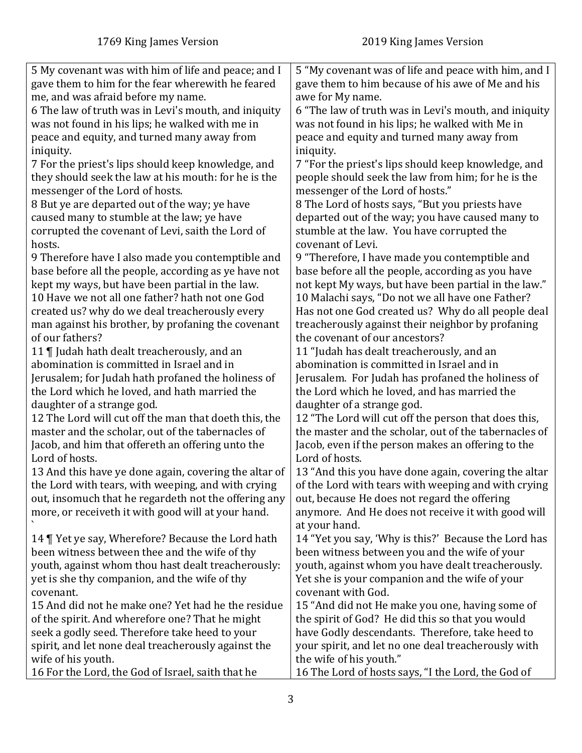| 1769 King James Version | 2019 King James Version |
| --- | --- |
| 5 My covenant was with him of life and peace; and I gave them to him for the fear wherewith he feared me, and was afraid before my name. | 5 "My covenant was of life and peace with him, and I gave them to him because of his awe of Me and his awe for My name. |
| 6 The law of truth was in Levi's mouth, and iniquity was not found in his lips; he walked with me in peace and equity, and turned many away from iniquity. | 6 "The law of truth was in Levi's mouth, and iniquity was not found in his lips; he walked with Me in peace and equity and turned many away from iniquity. |
| 7 For the priest's lips should keep knowledge, and they should seek the law at his mouth: for he is the messenger of the Lord of hosts. | 7 "For the priest's lips should keep knowledge, and people should seek the law from him; for he is the messenger of the Lord of hosts." |
| 8 But ye are departed out of the way; ye have caused many to stumble at the law; ye have corrupted the covenant of Levi, saith the Lord of hosts. | 8 The Lord of hosts says, "But you priests have departed out of the way; you have caused many to stumble at the law. You have corrupted the covenant of Levi. |
| 9 Therefore have I also made you contemptible and base before all the people, according as ye have not kept my ways, but have been partial in the law. | 9 "Therefore, I have made you contemptible and base before all the people, according as you have not kept My ways, but have been partial in the law." |
| 10 Have we not all one father? hath not one God created us? why do we deal treacherously every man against his brother, by profaning the covenant of our fathers? | 10 Malachi says, "Do not we all have one Father? Has not one God created us? Why do all people deal treacherously against their neighbor by profaning the covenant of our ancestors? |
| 11 ¶ Judah hath dealt treacherously, and an abomination is committed in Israel and in Jerusalem; for Judah hath profaned the holiness of the Lord which he loved, and hath married the daughter of a strange god. | 11 "Judah has dealt treacherously, and an abomination is committed in Israel and in Jerusalem. For Judah has profaned the holiness of the Lord which he loved, and has married the daughter of a strange god. |
| 12 The Lord will cut off the man that doeth this, the master and the scholar, out of the tabernacles of Jacob, and him that offereth an offering unto the Lord of hosts. | 12 "The Lord will cut off the person that does this, the master and the scholar, out of the tabernacles of Jacob, even if the person makes an offering to the Lord of hosts. |
| 13 And this have ye done again, covering the altar of the Lord with tears, with weeping, and with crying out, insomuch that he regardeth not the offering any more, or receiveth it with good will at your hand. ` | 13 "And this you have done again, covering the altar of the Lord with tears with weeping and with crying out, because He does not regard the offering anymore. And He does not receive it with good will at your hand. |
| 14 ¶ Yet ye say, Wherefore? Because the Lord hath been witness between thee and the wife of thy youth, against whom thou hast dealt treacherously: yet is she thy companion, and the wife of thy covenant. | 14 "Yet you say, 'Why is this?' Because the Lord has been witness between you and the wife of your youth, against whom you have dealt treacherously. Yet she is your companion and the wife of your covenant with God. |
| 15 And did not he make one? Yet had he the residue of the spirit. And wherefore one? That he might seek a godly seed. Therefore take heed to your spirit, and let none deal treacherously against the wife of his youth. | 15 "And did not He make you one, having some of the spirit of God? He did this so that you would have Godly descendants. Therefore, take heed to your spirit, and let no one deal treacherously with the wife of his youth." |
| 16 For the Lord, the God of Israel, saith that he | 16 The Lord of hosts says, "I the Lord, the God of |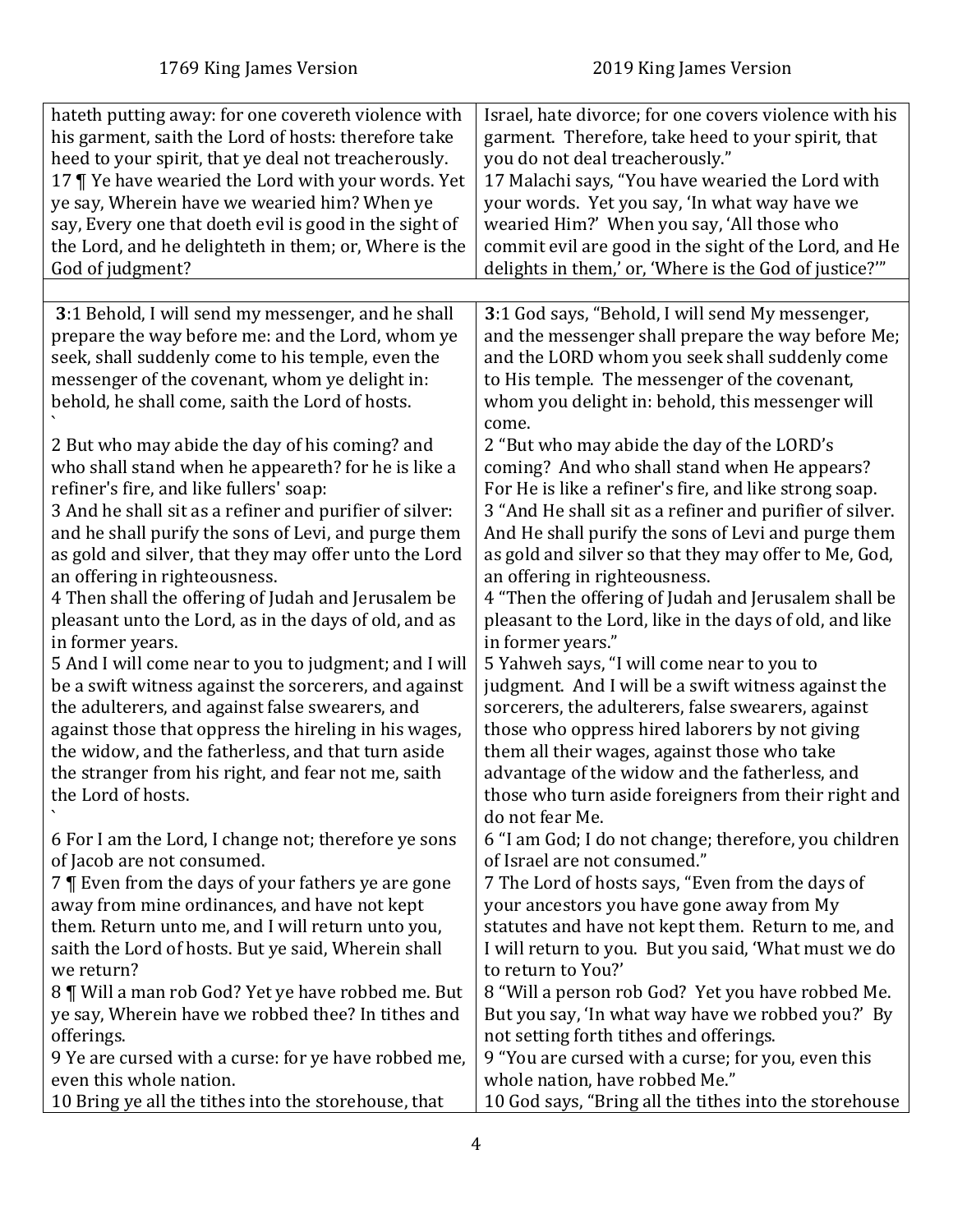| 1769 King James Version | 2019 King James Version |
| --- | --- |
| hateth putting away: for one covereth violence with his garment, saith the Lord of hosts: therefore take heed to your spirit, that ye deal not treacherously. | Israel, hate divorce; for one covers violence with his garment. Therefore, take heed to your spirit, that you do not deal treacherously." |
| 17 ¶ Ye have wearied the Lord with your words. Yet ye say, Wherein have we wearied him? When ye say, Every one that doeth evil is good in the sight of the Lord, and he delighteth in them; or, Where is the God of judgment? | 17 Malachi says, "You have wearied the Lord with your words. Yet you say, 'In what way have we wearied Him?' When you say, 'All those who commit evil are good in the sight of the Lord, and He delights in them,' or, 'Where is the God of justice?'" |
| | |
| **3**:1 Behold, I will send my messenger, and he shall prepare the way before me: and the Lord, whom ye seek, shall suddenly come to his temple, even the messenger of the covenant, whom ye delight in: behold, he shall come, saith the Lord of hosts. ` | **3**:1 God says, "Behold, I will send My messenger, and the messenger shall prepare the way before Me; and the LORD whom you seek shall suddenly come to His temple. The messenger of the covenant, whom you delight in: behold, this messenger will come. |
| 2 But who may abide the day of his coming? and who shall stand when he appeareth? for he is like a refiner's fire, and like fullers' soap: | 2 "But who may abide the day of the LORD's coming? And who shall stand when He appears? For He is like a refiner's fire, and like strong soap. |
| 3 And he shall sit as a refiner and purifier of silver: and he shall purify the sons of Levi, and purge them as gold and silver, that they may offer unto the Lord an offering in righteousness. | 3 "And He shall sit as a refiner and purifier of silver. And He shall purify the sons of Levi and purge them as gold and silver so that they may offer to Me, God, an offering in righteousness. |
| 4 Then shall the offering of Judah and Jerusalem be pleasant unto the Lord, as in the days of old, and as in former years. | 4 "Then the offering of Judah and Jerusalem shall be pleasant to the Lord, like in the days of old, and like in former years." |
| 5 And I will come near to you to judgment; and I will be a swift witness against the sorcerers, and against the adulterers, and against false swearers, and against those that oppress the hireling in his wages, the widow, and the fatherless, and that turn aside the stranger from his right, and fear not me, saith the Lord of hosts. ` | 5 Yahweh says, "I will come near to you to judgment. And I will be a swift witness against the sorcerers, the adulterers, false swearers, against those who oppress hired laborers by not giving them all their wages, against those who take advantage of the widow and the fatherless, and those who turn aside foreigners from their right and do not fear Me. |
| 6 For I am the Lord, I change not; therefore ye sons of Jacob are not consumed. | 6 "I am God; I do not change; therefore, you children of Israel are not consumed." |
| 7 ¶ Even from the days of your fathers ye are gone away from mine ordinances, and have not kept them. Return unto me, and I will return unto you, saith the Lord of hosts. But ye said, Wherein shall we return? | 7 The Lord of hosts says, "Even from the days of your ancestors you have gone away from My statutes and have not kept them. Return to me, and I will return to you. But you said, 'What must we do to return to You?' |
| 8 ¶ Will a man rob God? Yet ye have robbed me. But ye say, Wherein have we robbed thee? In tithes and offerings. | 8 "Will a person rob God? Yet you have robbed Me. But you say, 'In what way have we robbed you?' By not setting forth tithes and offerings. |
| 9 Ye are cursed with a curse: for ye have robbed me, even this whole nation. | 9 "You are cursed with a curse; for you, even this whole nation, have robbed Me." |
| 10 Bring ye all the tithes into the storehouse, that | 10 God says, "Bring all the tithes into the storehouse |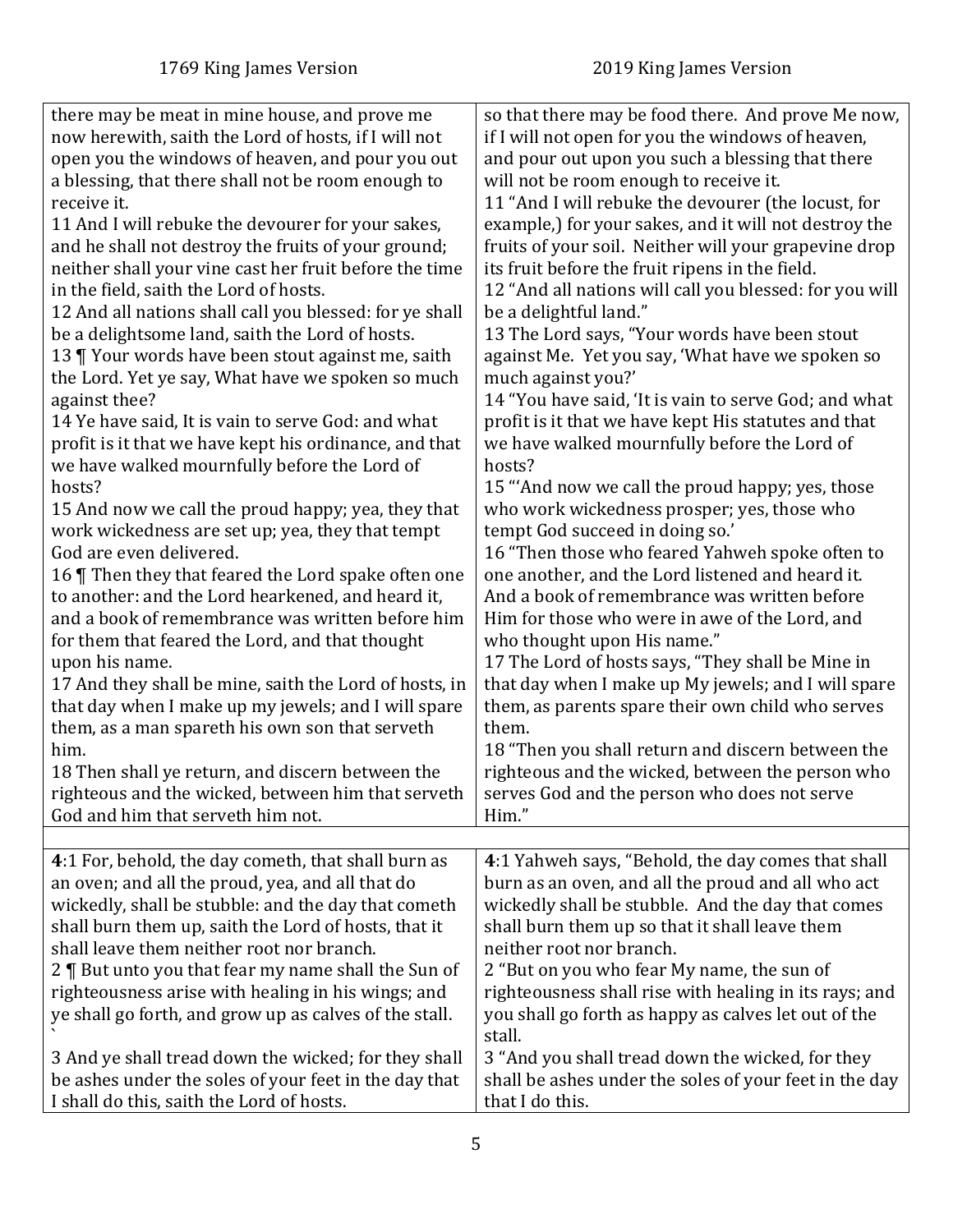| 1769 King James Version | 2019 King James Version |
|---|---|
| there may be meat in mine house, and prove me now herewith, saith the Lord of hosts, if I will not open you the windows of heaven, and pour you out a blessing, that there shall not be room enough to receive it.<br>11 And I will rebuke the devourer for your sakes, and he shall not destroy the fruits of your ground; neither shall your vine cast her fruit before the time in the field, saith the Lord of hosts.<br>12 And all nations shall call you blessed: for ye shall be a delightsome land, saith the Lord of hosts.<br>13 ¶ Your words have been stout against me, saith the Lord. Yet ye say, What have we spoken so much against thee?<br>14 Ye have said, It is vain to serve God: and what profit is it that we have kept his ordinance, and that we have walked mournfully before the Lord of hosts?<br>15 And now we call the proud happy; yea, they that work wickedness are set up; yea, they that tempt God are even delivered.<br>16 ¶ Then they that feared the Lord spake often one to another: and the Lord hearkened, and heard it, and a book of remembrance was written before him for them that feared the Lord, and that thought upon his name.<br>17 And they shall be mine, saith the Lord of hosts, in that day when I make up my jewels; and I will spare them, as a man spareth his own son that serveth him.<br>18 Then shall ye return, and discern between the righteous and the wicked, between him that serveth God and him that serveth him not. | so that there may be food there. And prove Me now, if I will not open for you the windows of heaven, and pour out upon you such a blessing that there will not be room enough to receive it.<br>11 "And I will rebuke the devourer (the locust, for example,) for your sakes, and it will not destroy the fruits of your soil. Neither will your grapevine drop its fruit before the fruit ripens in the field.<br>12 "And all nations will call you blessed: for you will be a delightful land."<br>13 The Lord says, "Your words have been stout against Me. Yet you say, 'What have we spoken so much against you?'<br>14 "You have said, 'It is vain to serve God; and what profit is it that we have kept His statutes and that we have walked mournfully before the Lord of hosts?<br>15 "'And now we call the proud happy; yes, those who work wickedness prosper; yes, those who tempt God succeed in doing so.'<br>16 "Then those who feared Yahweh spoke often to one another, and the Lord listened and heard it. And a book of remembrance was written before Him for those who were in awe of the Lord, and who thought upon His name."<br>17 The Lord of hosts says, "They shall be Mine in that day when I make up My jewels; and I will spare them, as parents spare their own child who serves them.<br>18 "Then you shall return and discern between the righteous and the wicked, between the person who serves God and the person who does not serve Him." |
| | |
| **4**:1 For, behold, the day cometh, that shall burn as an oven; and all the proud, yea, and all that do wickedly, shall be stubble: and the day that cometh shall burn them up, saith the Lord of hosts, that it shall leave them neither root nor branch.<br>2 ¶ But unto you that fear my name shall the Sun of righteousness arise with healing in his wings; and ye shall go forth, and grow up as calves of the stall. `<br>3 And ye shall tread down the wicked; for they shall be ashes under the soles of your feet in the day that I shall do this, saith the Lord of hosts. | **4**:1 Yahweh says, "Behold, the day comes that shall burn as an oven, and all the proud and all who act wickedly shall be stubble. And the day that comes shall burn them up so that it shall leave them neither root nor branch.<br>2 "But on you who fear My name, the sun of righteousness shall rise with healing in its rays; and you shall go forth as happy as calves let out of the stall.<br>3 "And you shall tread down the wicked, for they shall be ashes under the soles of your feet in the day that I do this. |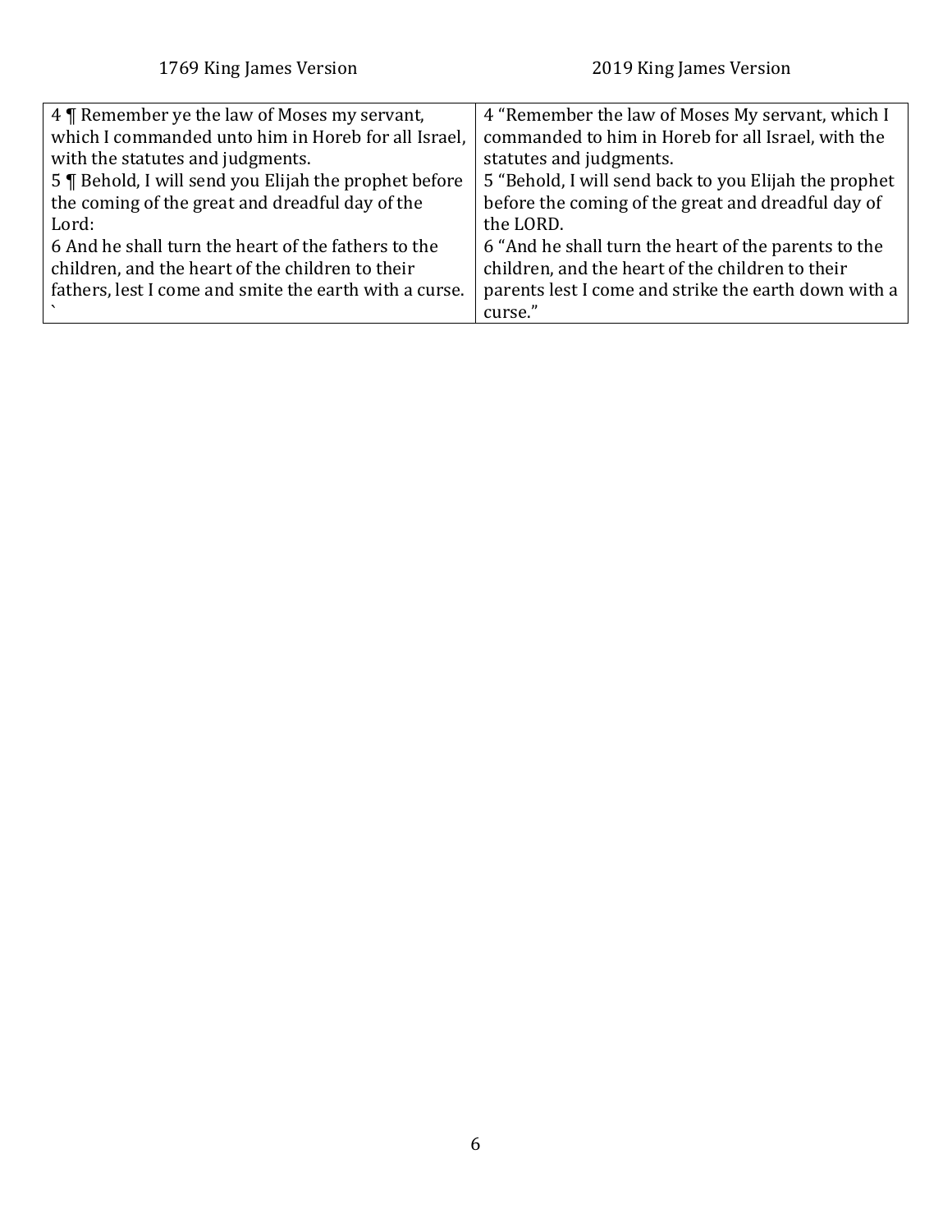| 1769 King James Version | 2019 King James Version |
|---|---|
| 4 ¶ Remember ye the law of Moses my servant, which I commanded unto him in Horeb for all Israel, with the statutes and judgments.<br>5 ¶ Behold, I will send you Elijah the prophet before the coming of the great and dreadful day of the Lord:<br>6 And he shall turn the heart of the fathers to the children, and the heart of the children to their fathers, lest I come and smite the earth with a curse.<br>` | 4 "Remember the law of Moses My servant, which I commanded to him in Horeb for all Israel, with the statutes and judgments.<br>5 "Behold, I will send back to you Elijah the prophet before the coming of the great and dreadful day of the LORD.<br>6 "And he shall turn the heart of the parents to the children, and the heart of the children to their parents lest I come and strike the earth down with a curse." |